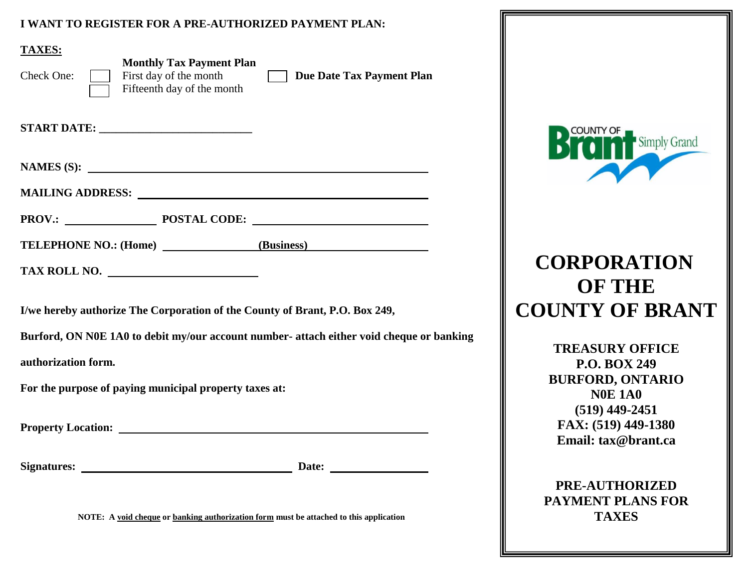**I WANT TO REGISTER FOR A PRE-AUTHORIZED PAYMENT PLAN:**

**TAXES:**

Check One:

**Monthly Tax Payment Plan**

☐ First day of the month

☐ Fifteenth day of the month

☐ **Due Date Tax Payment Plan**

**START DATE:** ___________________________

**NAMES (S):** ___________________________

**MAILING ADDRESS:** ___________________________

**PROV.:** _______________ **POSTAL CODE:** ___________________________

**TELEPHONE NO.: (Home)** _______________ **(Business)** _______________

**TAX ROLL NO.** ___________________________

**I/we hereby authorize The Corporation of the County of Brant, P.O. Box 249, Burford, ON N0E 1A0 to debit my/our account number- attach either void cheque or banking authorization form.**

**For the purpose of paying municipal property taxes at:**

**Property Location:** ___________________________

**Signatures:** ___________________________ **Date:** _______________

**NOTE: A void cheque or banking authorization form must be attached to this application**

COUNTY OF Brant Simply Grand

# CORPORATION OF THE COUNTY OF BRANT

**TREASURY OFFICE**
**P.O. BOX 249**
**BURFORD, ONTARIO**
**N0E 1A0**
**(519) 449-2451**
**FAX: (519) 449-1380**
**Email: tax@brant.ca**

**PRE-AUTHORIZED PAYMENT PLANS FOR TAXES**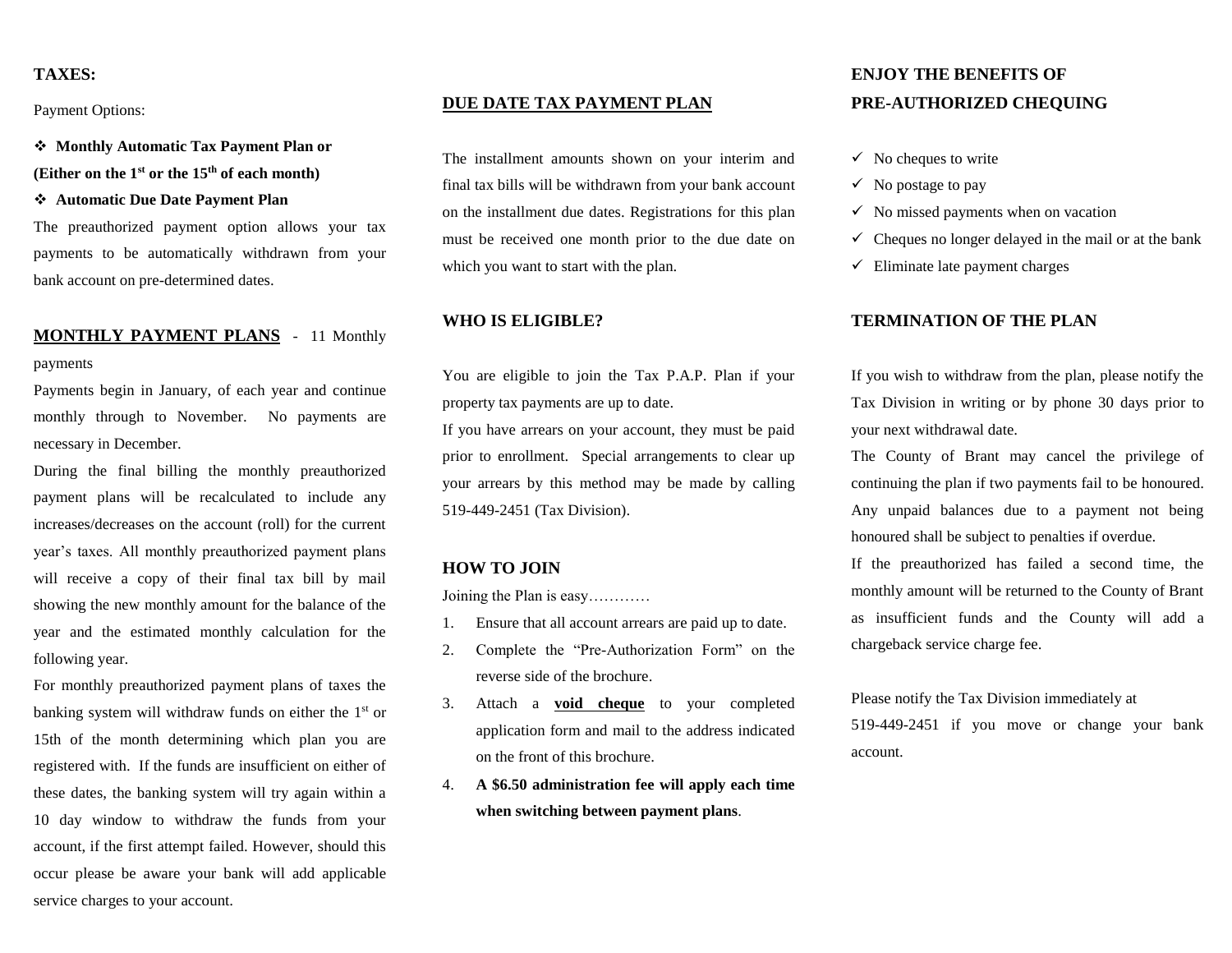**TAXES:**

Payment Options:

- **Monthly Automatic Tax Payment Plan or (Either on the 1st or the 15th of each month)**
- **Automatic Due Date Payment Plan**

The preauthorized payment option allows your tax payments to be automatically withdrawn from your bank account on pre-determined dates.

**MONTHLY PAYMENT PLANS** - 11 Monthly payments

Payments begin in January, of each year and continue monthly through to November. No payments are necessary in December.

During the final billing the monthly preauthorized payment plans will be recalculated to include any increases/decreases on the account (roll) for the current year's taxes. All monthly preauthorized payment plans will receive a copy of their final tax bill by mail showing the new monthly amount for the balance of the year and the estimated monthly calculation for the following year.

For monthly preauthorized payment plans of taxes the banking system will withdraw funds on either the 1st or 15th of the month determining which plan you are registered with. If the funds are insufficient on either of these dates, the banking system will try again within a 10 day window to withdraw the funds from your account, if the first attempt failed. However, should this occur please be aware your bank will add applicable service charges to your account.

**DUE DATE TAX PAYMENT PLAN**

The installment amounts shown on your interim and final tax bills will be withdrawn from your bank account on the installment due dates. Registrations for this plan must be received one month prior to the due date on which you want to start with the plan.

**WHO IS ELIGIBLE?**

You are eligible to join the Tax P.A.P. Plan if your property tax payments are up to date.

If you have arrears on your account, they must be paid prior to enrollment. Special arrangements to clear up your arrears by this method may be made by calling 519-449-2451 (Tax Division).

**HOW TO JOIN**

Joining the Plan is easy…………

1. Ensure that all account arrears are paid up to date.
2. Complete the "Pre-Authorization Form" on the reverse side of the brochure.
3. Attach a **void cheque** to your completed application form and mail to the address indicated on the front of this brochure.
4. **A $6.50 administration fee will apply each time when switching between payment plans**.

**ENJOY THE BENEFITS OF PRE-AUTHORIZED CHEQUING**

- ✓ No cheques to write
- ✓ No postage to pay
- ✓ No missed payments when on vacation
- ✓ Cheques no longer delayed in the mail or at the bank
- ✓ Eliminate late payment charges

**TERMINATION OF THE PLAN**

If you wish to withdraw from the plan, please notify the Tax Division in writing or by phone 30 days prior to your next withdrawal date.

The County of Brant may cancel the privilege of continuing the plan if two payments fail to be honoured. Any unpaid balances due to a payment not being honoured shall be subject to penalties if overdue.

If the preauthorized has failed a second time, the monthly amount will be returned to the County of Brant as insufficient funds and the County will add a chargeback service charge fee.

Please notify the Tax Division immediately at 519-449-2451 if you move or change your bank account.